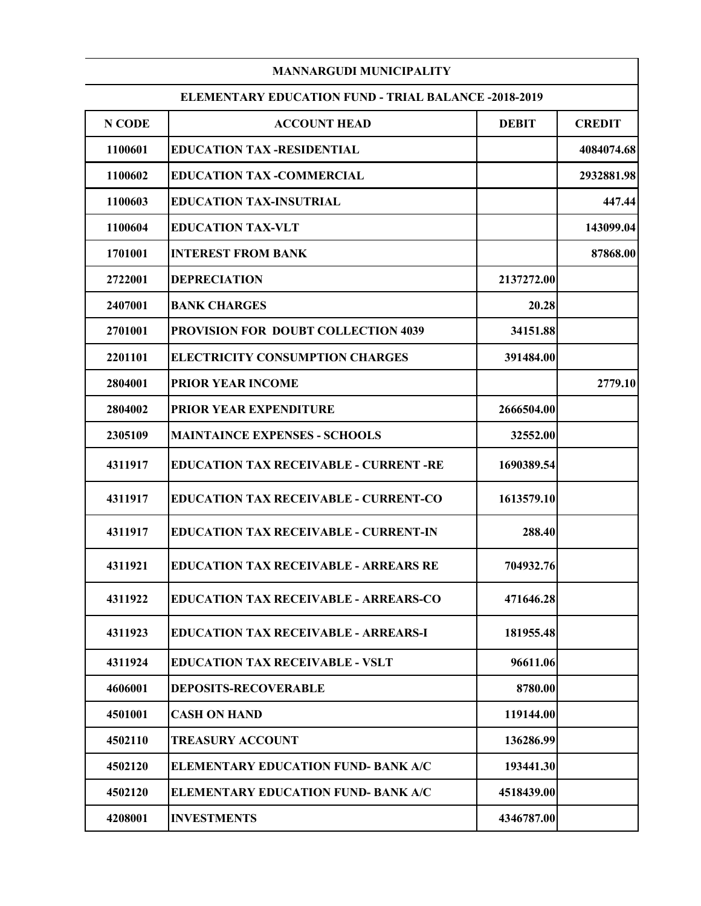| MANNARGUDI MUNICIPALITY | | | |
|---|---|---|---|
| **ELEMENTARY EDUCATION FUND - TRIAL BALANCE -2018-2019** | | | |
| **N CODE** | **ACCOUNT HEAD** | **DEBIT** | **CREDIT** |
| 1100601 | EDUCATION TAX -RESIDENTIAL | | 4084074.68 |
| 1100602 | EDUCATION TAX -COMMERCIAL | | 2932881.98 |
| 1100603 | EDUCATION TAX-INSUTRIAL | | 447.44 |
| 1100604 | EDUCATION TAX-VLT | | 143099.04 |
| 1701001 | INTEREST FROM BANK | | 87868.00 |
| 2722001 | DEPRECIATION | 2137272.00 | |
| 2407001 | BANK CHARGES | 20.28 | |
| 2701001 | PROVISION FOR DOUBT COLLECTION 4039 | 34151.88 | |
| 2201101 | ELECTRICITY CONSUMPTION CHARGES | 391484.00 | |
| 2804001 | PRIOR YEAR INCOME | | 2779.10 |
| 2804002 | PRIOR YEAR EXPENDITURE | 2666504.00 | |
| 2305109 | MAINTAINCE EXPENSES - SCHOOLS | 32552.00 | |
| 4311917 | EDUCATION TAX RECEIVABLE - CURRENT -RE | 1690389.54 | |
| 4311917 | EDUCATION TAX RECEIVABLE - CURRENT-CO | 1613579.10 | |
| 4311917 | EDUCATION TAX RECEIVABLE - CURRENT-IN | 288.40 | |
| 4311921 | EDUCATION TAX RECEIVABLE - ARREARS RE | 704932.76 | |
| 4311922 | EDUCATION TAX RECEIVABLE - ARREARS-CO | 471646.28 | |
| 4311923 | EDUCATION TAX RECEIVABLE - ARREARS-I | 181955.48 | |
| 4311924 | EDUCATION TAX RECEIVABLE - VSLT | 96611.06 | |
| 4606001 | DEPOSITS-RECOVERABLE | 8780.00 | |
| 4501001 | CASH ON HAND | 119144.00 | |
| 4502110 | TREASURY ACCOUNT | 136286.99 | |
| 4502120 | ELEMENTARY EDUCATION FUND- BANK A/C | 193441.30 | |
| 4502120 | ELEMENTARY EDUCATION FUND- BANK A/C | 4518439.00 | |
| 4208001 | INVESTMENTS | 4346787.00 | |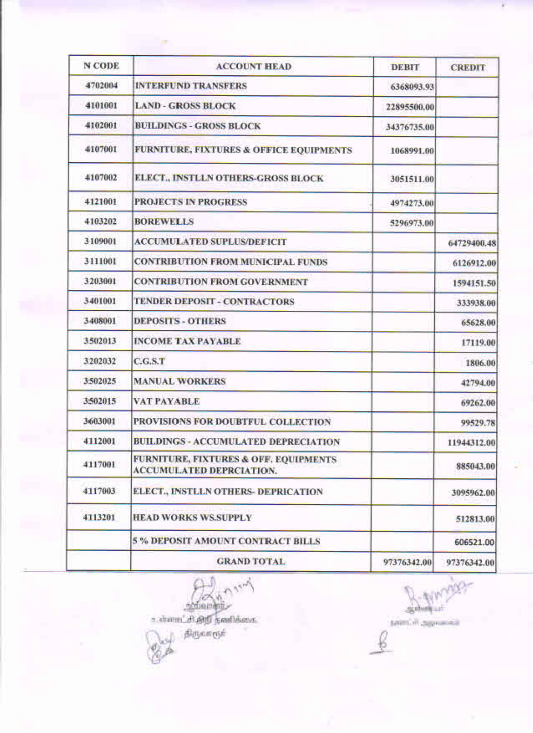| N CODE | ACCOUNT HEAD | DEBIT | CREDIT |
|---|---|---|---|
| 4702004 | INTERFUND TRANSFERS | 6368093.93 | |
| 4101001 | LAND - GROSS BLOCK | 22895500.00 | |
| 4102001 | BUILDINGS - GROSS BLOCK | 34376735.00 | |
| 4107001 | FURNITURE, FIXTURES & OFFICE EQUIPMENTS | 1068991.00 | |
| 4107002 | ELECT., INSTLLN OTHERS-GROSS BLOCK | 3051511.00 | |
| 4121001 | PROJECTS IN PROGRESS | 4974273.00 | |
| 4103202 | BOREWELLS | 5296973.00 | |
| 3109001 | ACCUMULATED SUPLUS/DEFICIT | | 64729400.48 |
| 3111001 | CONTRIBUTION FROM MUNICIPAL FUNDS | | 6126912.00 |
| 3203001 | CONTRIBUTION FROM GOVERNMENT | | 1594151.50 |
| 3401001 | TENDER DEPOSIT - CONTRACTORS | | 333938.00 |
| 3408001 | DEPOSITS - OTHERS | | 65628.00 |
| 3502013 | INCOME TAX PAYABLE | | 17119.00 |
| 3202032 | C.G.S.T | | 1806.00 |
| 3502025 | MANUAL WORKERS | | 42794.00 |
| 3502015 | VAT PAYABLE | | 69262.00 |
| 3603001 | PROVISIONS FOR DOUBTFUL COLLECTION | | 99529.78 |
| 4112001 | BUILDINGS - ACCUMULATED DEPRECIATION | | 11944312.00 |
| 4117001 | FURNITURE, FIXTURES & OFF. EQUIPMENTS ACCUMULATED DEPRCIATION. | | 885043.00 |
| 4117003 | ELECT., INSTLLN OTHERS- DEPRICATION | | 3095962.00 |
| 4113201 | HEAD WORKS WS.SUPPLY | | 512813.00 |
| | 5 % DEPOSIT AMOUNT CONTRACT BILLS | | 606521.00 |
| | GRAND TOTAL | 97376342.00 | 97376342.00 |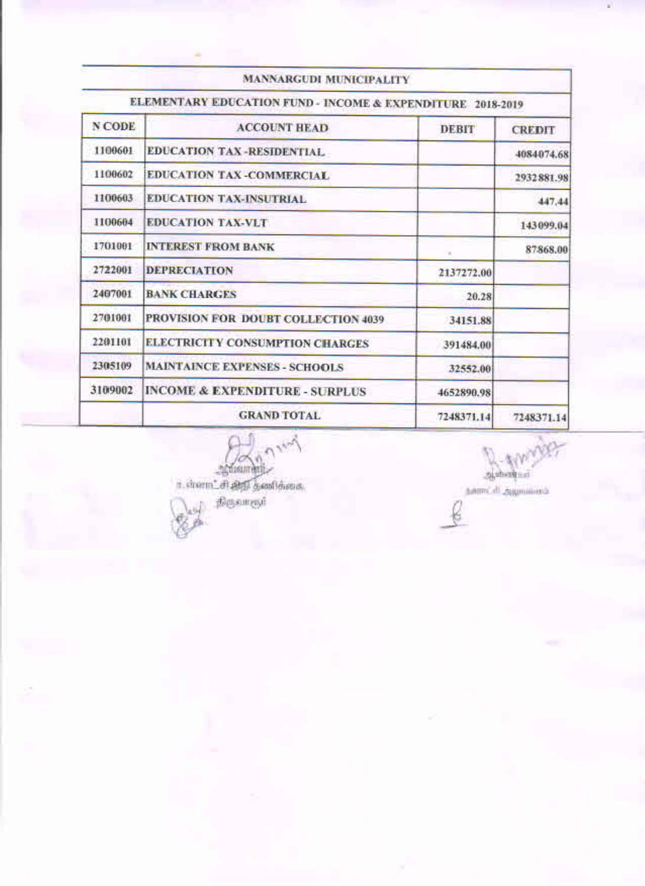| MANNARGUDI MUNICIPALITY | | | |
|---|---|---|---|
| ELEMENTARY EDUCATION FUND - INCOME & EXPENDITURE 2018-2019 | | | |
| N CODE | ACCOUNT HEAD | DEBIT | CREDIT |
| 1100601 | EDUCATION TAX -RESIDENTIAL | | 4084074.68 |
| 1100602 | EDUCATION TAX -COMMERCIAL | | 2932881.98 |
| 1100603 | EDUCATION TAX-INSUTRIAL | | 447.44 |
| 1100604 | EDUCATION TAX-VLT | | 143099.04 |
| 1701001 | INTEREST FROM BANK | | 87868.00 |
| 2722001 | DEPRECIATION | 2137272.00 | |
| 2407001 | BANK CHARGES | 20.28 | |
| 2701001 | PROVISION FOR DOUBT COLLECTION 4039 | 34151.88 | |
| 2201101 | ELECTRICITY CONSUMPTION CHARGES | 391484.00 | |
| 2305109 | MAINTAINCE EXPENSES - SCHOOLS | 32552.00 | |
| 3109002 | INCOME & EXPENDITURE - SURPLUS | 4652890.98 | |
| | GRAND TOTAL | 7248371.14 | 7248371.14 |

ஆணையாளர்
உள்ளாட்சி நிதி தணிக்கை
திருவாரூர்

ஆணையர்
நகராட்சி ஆணையகம்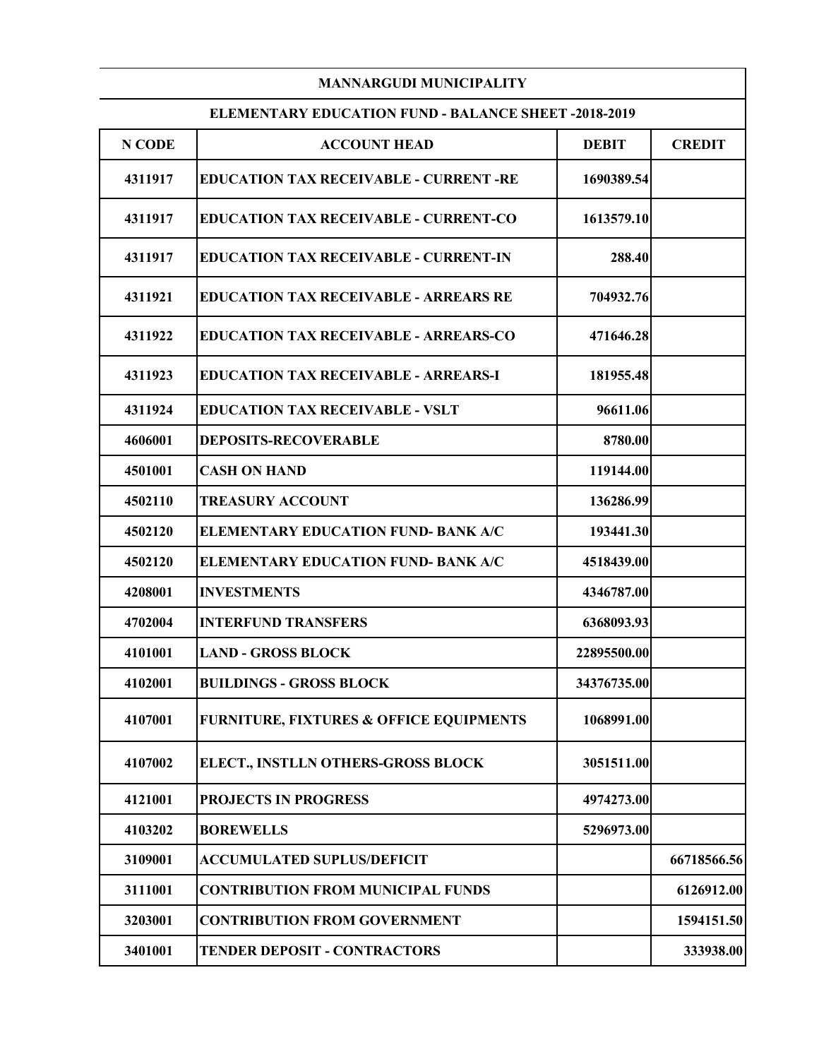| MANNARGUDI MUNICIPALITY | | | |
|---|---|---|---|
| **ELEMENTARY EDUCATION FUND - BALANCE SHEET -2018-2019** | | | |
| **N CODE** | **ACCOUNT HEAD** | **DEBIT** | **CREDIT** |
| 4311917 | EDUCATION TAX RECEIVABLE - CURRENT -RE | 1690389.54 | |
| 4311917 | EDUCATION TAX RECEIVABLE - CURRENT-CO | 1613579.10 | |
| 4311917 | EDUCATION TAX RECEIVABLE - CURRENT-IN | 288.40 | |
| 4311921 | EDUCATION TAX RECEIVABLE - ARREARS RE | 704932.76 | |
| 4311922 | EDUCATION TAX RECEIVABLE - ARREARS-CO | 471646.28 | |
| 4311923 | EDUCATION TAX RECEIVABLE - ARREARS-I | 181955.48 | |
| 4311924 | EDUCATION TAX RECEIVABLE - VSLT | 96611.06 | |
| 4606001 | DEPOSITS-RECOVERABLE | 8780.00 | |
| 4501001 | CASH ON HAND | 119144.00 | |
| 4502110 | TREASURY ACCOUNT | 136286.99 | |
| 4502120 | ELEMENTARY EDUCATION FUND- BANK A/C | 193441.30 | |
| 4502120 | ELEMENTARY EDUCATION FUND- BANK A/C | 4518439.00 | |
| 4208001 | INVESTMENTS | 4346787.00 | |
| 4702004 | INTERFUND TRANSFERS | 6368093.93 | |
| 4101001 | LAND - GROSS BLOCK | 22895500.00 | |
| 4102001 | BUILDINGS - GROSS BLOCK | 34376735.00 | |
| 4107001 | FURNITURE, FIXTURES & OFFICE EQUIPMENTS | 1068991.00 | |
| 4107002 | ELECT., INSTLLN OTHERS-GROSS BLOCK | 3051511.00 | |
| 4121001 | PROJECTS IN PROGRESS | 4974273.00 | |
| 4103202 | BOREWELLS | 5296973.00 | |
| 3109001 | ACCUMULATED SUPLUS/DEFICIT | | 66718566.56 |
| 3111001 | CONTRIBUTION FROM MUNICIPAL FUNDS | | 6126912.00 |
| 3203001 | CONTRIBUTION FROM GOVERNMENT | | 1594151.50 |
| 3401001 | TENDER DEPOSIT - CONTRACTORS | | 333938.00 |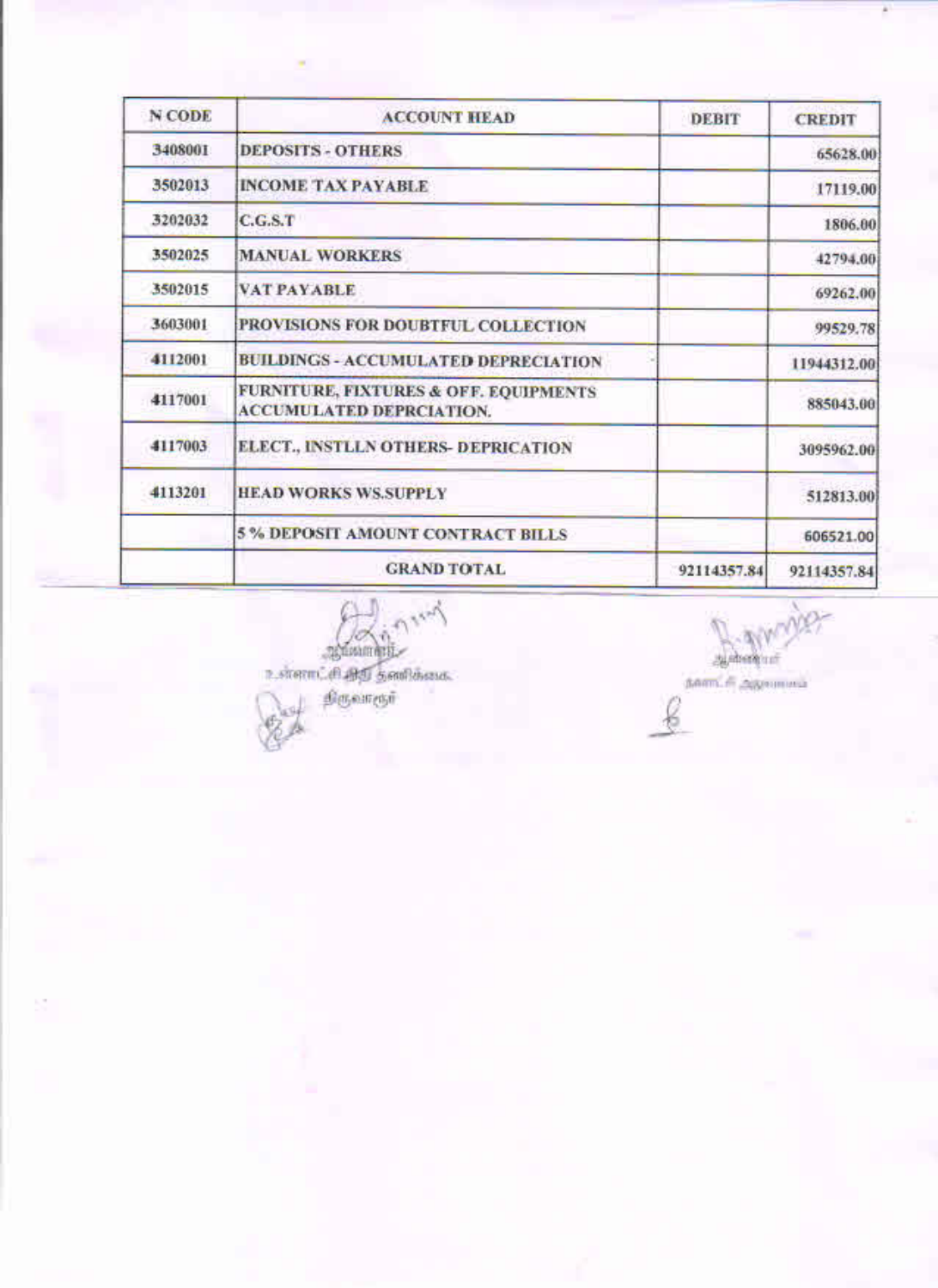| N CODE | ACCOUNT HEAD | DEBIT | CREDIT |
|---|---|---|---|
| 3408001 | DEPOSITS - OTHERS | | 65628.00 |
| 3502013 | INCOME TAX PAYABLE | | 17119.00 |
| 3202032 | C.G.S.T | | 1806.00 |
| 3502025 | MANUAL WORKERS | | 42794.00 |
| 3502015 | VAT PAYABLE | | 69262.00 |
| 3603001 | PROVISIONS FOR DOUBTFUL COLLECTION | | 99529.78 |
| 4112001 | BUILDINGS - ACCUMULATED DEPRECIATION | | 11944312.00 |
| 4117001 | FURNITURE, FIXTURES & OFF. EQUIPMENTS ACCUMULATED DEPRCIATION. | | 885043.00 |
| 4117003 | ELECT., INSTLLN OTHERS- DEPRICATION | | 3095962.00 |
| 4113201 | HEAD WORKS WS.SUPPLY | | 512813.00 |
| | 5 % DEPOSIT AMOUNT CONTRACT BILLS | | 606521.00 |
| | GRAND TOTAL | 92114357.84 | 92114357.84 |

ஆணையர்
உள்ளாட்சி நிதி தணிக்கை
திருவாரூர்

ஆணையர்
நகராட்சி ஆணையம்